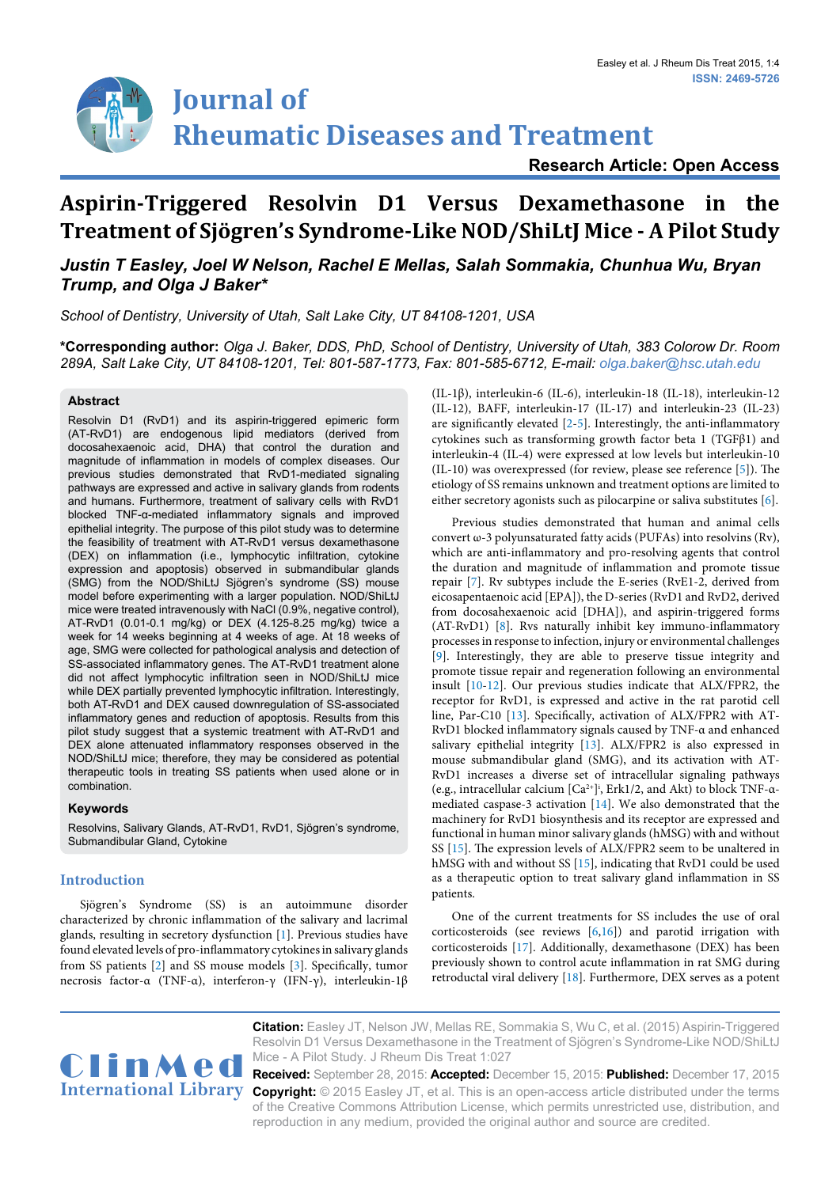# Journal of Rheumatic Diseases and Treatment

Research Article: Open Access

# Aspirin-Triggered Resolvin D1 Versus Dexamethasone in the Treatment of Sjögren's Syndrome-Like NOD/ShiLtJ Mice - A Pilot Study

***Justin T Easley, Joel W Nelson, Rachel E Mellas, Salah Sommakia, Chunhua Wu, Bryan Trump, and Olga J Baker****

*School of Dentistry, University of Utah, Salt Lake City, UT 84108-1201, USA*

**\*Corresponding author:** *Olga J. Baker, DDS, PhD, School of Dentistry, University of Utah, 383 Colorow Dr. Room 289A, Salt Lake City, UT 84108-1201, Tel: 801-587-1773, Fax: 801-585-6712, E-mail: olga.baker@hsc.utah.edu*

## Abstract

Resolvin D1 (RvD1) and its aspirin-triggered epimeric form (AT-RvD1) are endogenous lipid mediators (derived from docosahexaenoic acid, DHA) that control the duration and magnitude of inflammation in models of complex diseases. Our previous studies demonstrated that RvD1-mediated signaling pathways are expressed and active in salivary glands from rodents and humans. Furthermore, treatment of salivary cells with RvD1 blocked TNF-α-mediated inflammatory signals and improved epithelial integrity. The purpose of this pilot study was to determine the feasibility of treatment with AT-RvD1 versus dexamethasone (DEX) on inflammation (i.e., lymphocytic infiltration, cytokine expression and apoptosis) observed in submandibular glands (SMG) from the NOD/ShiLtJ Sjögren's syndrome (SS) mouse model before experimenting with a larger population. NOD/ShiLtJ mice were treated intravenously with NaCl (0.9%, negative control), AT-RvD1 (0.01-0.1 mg/kg) or DEX (4.125-8.25 mg/kg) twice a week for 14 weeks beginning at 4 weeks of age. At 18 weeks of age, SMG were collected for pathological analysis and detection of SS-associated inflammatory genes. The AT-RvD1 treatment alone did not affect lymphocytic infiltration seen in NOD/ShiLtJ mice while DEX partially prevented lymphocytic infiltration. Interestingly, both AT-RvD1 and DEX caused downregulation of SS-associated inflammatory genes and reduction of apoptosis. Results from this pilot study suggest that a systemic treatment with AT-RvD1 and DEX alone attenuated inflammatory responses observed in the NOD/ShiLtJ mice; therefore, they may be considered as potential therapeutic tools in treating SS patients when used alone or in combination.

### Keywords

Resolvins, Salivary Glands, AT-RvD1, RvD1, Sjögren's syndrome, Submandibular Gland, Cytokine

## Introduction

Sjögren's Syndrome (SS) is an autoimmune disorder characterized by chronic inflammation of the salivary and lacrimal glands, resulting in secretory dysfunction [1]. Previous studies have found elevated levels of pro-inflammatory cytokines in salivary glands from SS patients [2] and SS mouse models [3]. Specifically, tumor necrosis factor-α (TNF-α), interferon-γ (IFN-γ), interleukin-1β (IL-1β), interleukin-6 (IL-6), interleukin-18 (IL-18), interleukin-12 (IL-12), BAFF, interleukin-17 (IL-17) and interleukin-23 (IL-23) are significantly elevated [2-5]. Interestingly, the anti-inflammatory cytokines such as transforming growth factor beta 1 (TGFβ1) and interleukin-4 (IL-4) were expressed at low levels but interleukin-10 (IL-10) was overexpressed (for review, please see reference [5]). The etiology of SS remains unknown and treatment options are limited to either secretory agonists such as pilocarpine or saliva substitutes [6].

Previous studies demonstrated that human and animal cells convert ω-3 polyunsaturated fatty acids (PUFAs) into resolvins (Rv), which are anti-inflammatory and pro-resolving agents that control the duration and magnitude of inflammation and promote tissue repair [7]. Rv subtypes include the E-series (RvE1-2, derived from eicosapentaenoic acid [EPA]), the D-series (RvD1 and RvD2, derived from docosahexaenoic acid [DHA]), and aspirin-triggered forms (AT-RvD1) [8]. Rvs naturally inhibit key immuno-inflammatory processes in response to infection, injury or environmental challenges [9]. Interestingly, they are able to preserve tissue integrity and promote tissue repair and regeneration following an environmental insult [10-12]. Our previous studies indicate that ALX/FPR2, the receptor for RvD1, is expressed and active in the rat parotid cell line, Par-C10 [13]. Specifically, activation of ALX/FPR2 with AT-RvD1 blocked inflammatory signals caused by TNF-α and enhanced salivary epithelial integrity [13]. ALX/FPR2 is also expressed in mouse submandibular gland (SMG), and its activation with AT-RvD1 increases a diverse set of intracellular signaling pathways (e.g., intracellular calcium $[Ca^{2+}]_i$, Erk1/2, and Akt) to block TNF-α-mediated caspase-3 activation [14]. We also demonstrated that the machinery for RvD1 biosynthesis and its receptor are expressed and functional in human minor salivary glands (hMSG) with and without SS [15]. The expression levels of ALX/FPR2 seem to be unaltered in hMSG with and without SS [15], indicating that RvD1 could be used as a therapeutic option to treat salivary gland inflammation in SS patients.

One of the current treatments for SS includes the use of oral corticosteroids (see reviews [6,16]) and parotid irrigation with corticosteroids [17]. Additionally, dexamethasone (DEX) has been previously shown to control acute inflammation in rat SMG during retroductal viral delivery [18]. Furthermore, DEX serves as a potent

**Citation:** Easley JT, Nelson JW, Mellas RE, Sommakia S, Wu C, et al. (2015) Aspirin-Triggered Resolvin D1 Versus Dexamethasone in the Treatment of Sjögren's Syndrome-Like NOD/ShiLtJ Mice - A Pilot Study. J Rheum Dis Treat 1:027

**Received:** September 28, 2015: **Accepted:** December 15, 2015: **Published:** December 17, 2015

**Copyright:** © 2015 Easley JT, et al. This is an open-access article distributed under the terms of the Creative Commons Attribution License, which permits unrestricted use, distribution, and reproduction in any medium, provided the original author and source are credited.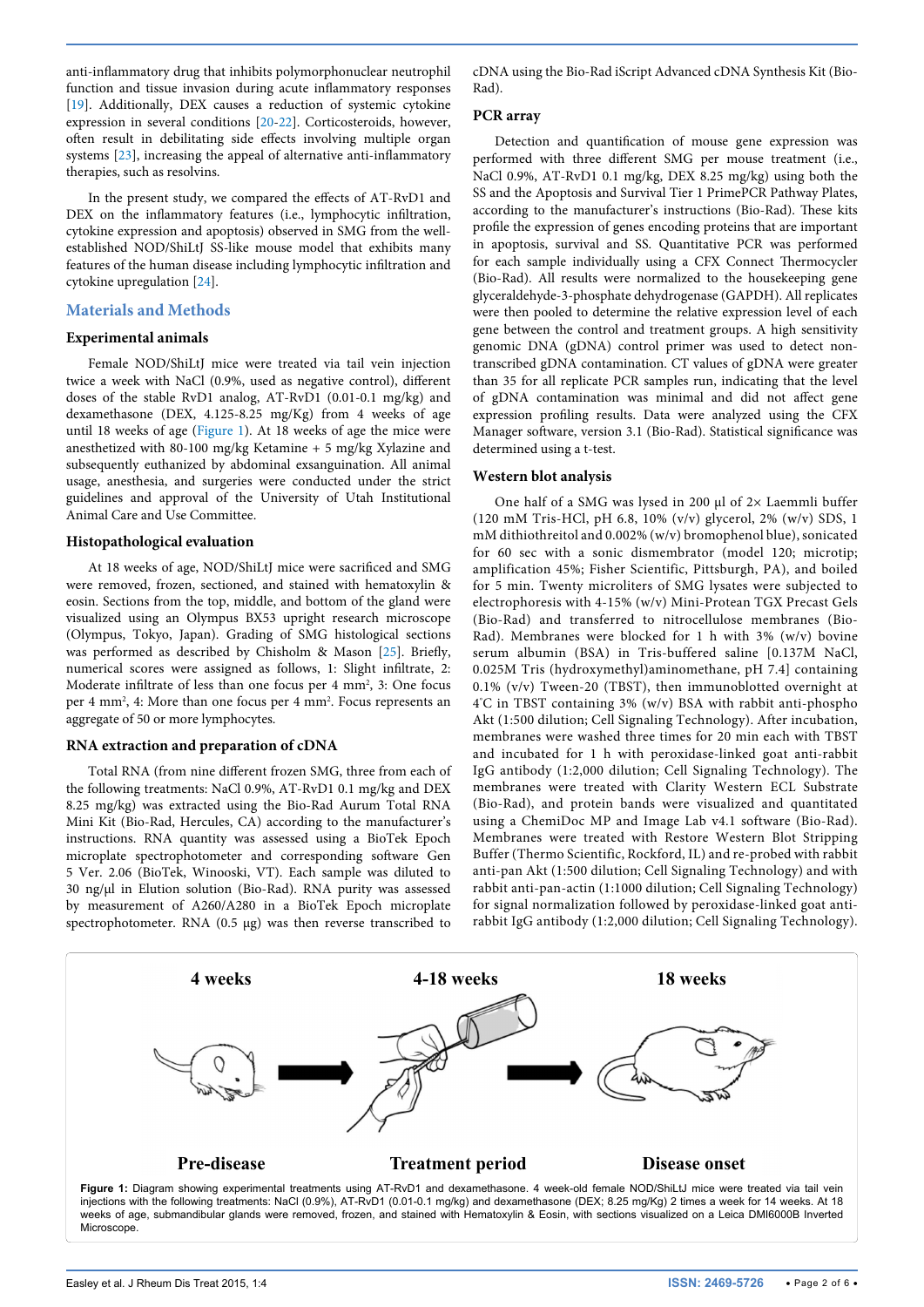anti-inflammatory drug that inhibits polymorphonuclear neutrophil function and tissue invasion during acute inflammatory responses [19]. Additionally, DEX causes a reduction of systemic cytokine expression in several conditions [20-22]. Corticosteroids, however, often result in debilitating side effects involving multiple organ systems [23], increasing the appeal of alternative anti-inflammatory therapies, such as resolvins.

In the present study, we compared the effects of AT-RvD1 and DEX on the inflammatory features (i.e., lymphocytic infiltration, cytokine expression and apoptosis) observed in SMG from the well-established NOD/ShiLtJ SS-like mouse model that exhibits many features of the human disease including lymphocytic infiltration and cytokine upregulation [24].

## Materials and Methods

### Experimental animals

Female NOD/ShiLtJ mice were treated via tail vein injection twice a week with NaCl (0.9%, used as negative control), different doses of the stable RvD1 analog, AT-RvD1 (0.01-0.1 mg/kg) and dexamethasone (DEX, 4.125-8.25 mg/Kg) from 4 weeks of age until 18 weeks of age (Figure 1). At 18 weeks of age the mice were anesthetized with 80-100 mg/kg Ketamine + 5 mg/kg Xylazine and subsequently euthanized by abdominal exsanguination. All animal usage, anesthesia, and surgeries were conducted under the strict guidelines and approval of the University of Utah Institutional Animal Care and Use Committee.

### Histopathological evaluation

At 18 weeks of age, NOD/ShiLtJ mice were sacrificed and SMG were removed, frozen, sectioned, and stained with hematoxylin & eosin. Sections from the top, middle, and bottom of the gland were visualized using an Olympus BX53 upright research microscope (Olympus, Tokyo, Japan). Grading of SMG histological sections was performed as described by Chisholm & Mason [25]. Briefly, numerical scores were assigned as follows, 1: Slight infiltrate, 2: Moderate infiltrate of less than one focus per 4 mm$^2$, 3: One focus per 4 mm$^2$, 4: More than one focus per 4 mm$^2$. Focus represents an aggregate of 50 or more lymphocytes.

### RNA extraction and preparation of cDNA

Total RNA (from nine different frozen SMG, three from each of the following treatments: NaCl 0.9%, AT-RvD1 0.1 mg/kg and DEX 8.25 mg/kg) was extracted using the Bio-Rad Aurum Total RNA Mini Kit (Bio-Rad, Hercules, CA) according to the manufacturer's instructions. RNA quantity was assessed using a BioTek Epoch microplate spectrophotometer and corresponding software Gen 5 Ver. 2.06 (BioTek, Winooski, VT). Each sample was diluted to 30 ng/μl in Elution solution (Bio-Rad). RNA purity was assessed by measurement of A260/A280 in a BioTek Epoch microplate spectrophotometer. RNA (0.5 μg) was then reverse transcribed to cDNA using the Bio-Rad iScript Advanced cDNA Synthesis Kit (Bio-Rad).

### PCR array

Detection and quantification of mouse gene expression was performed with three different SMG per mouse treatment (i.e., NaCl 0.9%, AT-RvD1 0.1 mg/kg, DEX 8.25 mg/kg) using both the SS and the Apoptosis and Survival Tier 1 PrimePCR Pathway Plates, according to the manufacturer's instructions (Bio-Rad). These kits profile the expression of genes encoding proteins that are important in apoptosis, survival and SS. Quantitative PCR was performed for each sample individually using a CFX Connect Thermocycler (Bio-Rad). All results were normalized to the housekeeping gene glyceraldehyde-3-phosphate dehydrogenase (GAPDH). All replicates were then pooled to determine the relative expression level of each gene between the control and treatment groups. A high sensitivity genomic DNA (gDNA) control primer was used to detect non-transcribed gDNA contamination. CT values of gDNA were greater than 35 for all replicate PCR samples run, indicating that the level of gDNA contamination was minimal and did not affect gene expression profiling results. Data were analyzed using the CFX Manager software, version 3.1 (Bio-Rad). Statistical significance was determined using a t-test.

### Western blot analysis

One half of a SMG was lysed in 200 μl of 2× Laemmli buffer (120 mM Tris-HCl, pH 6.8, 10% (v/v) glycerol, 2% (w/v) SDS, 1 mM dithiothreitol and 0.002% (w/v) bromophenol blue), sonicated for 60 sec with a sonic dismembrator (model 120; microtip; amplification 45%; Fisher Scientific, Pittsburgh, PA), and boiled for 5 min. Twenty microliters of SMG lysates were subjected to electrophoresis with 4-15% (w/v) Mini-Protean TGX Precast Gels (Bio-Rad) and transferred to nitrocellulose membranes (Bio-Rad). Membranes were blocked for 1 h with 3% (w/v) bovine serum albumin (BSA) in Tris-buffered saline [0.137M NaCl, 0.025M Tris (hydroxymethyl)aminomethane, pH 7.4] containing 0.1% (v/v) Tween-20 (TBST), then immunoblotted overnight at 4°C in TBST containing 3% (w/v) BSA with rabbit anti-phospho Akt (1:500 dilution; Cell Signaling Technology). After incubation, membranes were washed three times for 20 min each with TBST and incubated for 1 h with peroxidase-linked goat anti-rabbit IgG antibody (1:2,000 dilution; Cell Signaling Technology). The membranes were treated with Clarity Western ECL Substrate (Bio-Rad), and protein bands were visualized and quantitated using a ChemiDoc MP and Image Lab v4.1 software (Bio-Rad). Membranes were treated with Restore Western Blot Stripping Buffer (Thermo Scientific, Rockford, IL) and re-probed with rabbit anti-pan Akt (1:500 dilution; Cell Signaling Technology) and with rabbit anti-pan-actin (1:1000 dilution; Cell Signaling Technology) for signal normalization followed by peroxidase-linked goat anti-rabbit IgG antibody (1:2,000 dilution; Cell Signaling Technology).

**Figure 1:** Diagram showing experimental treatments using AT-RvD1 and dexamethasone. 4 week-old female NOD/ShiLtJ mice were treated via tail vein injections with the following treatments: NaCl (0.9%), AT-RvD1 (0.01-0.1 mg/kg) and dexamethasone (DEX; 8.25 mg/Kg) 2 times a week for 14 weeks. At 18 weeks of age, submandibular glands were removed, frozen, and stained with Hematoxylin & Eosin, with sections visualized on a Leica DMI6000B Inverted Microscope.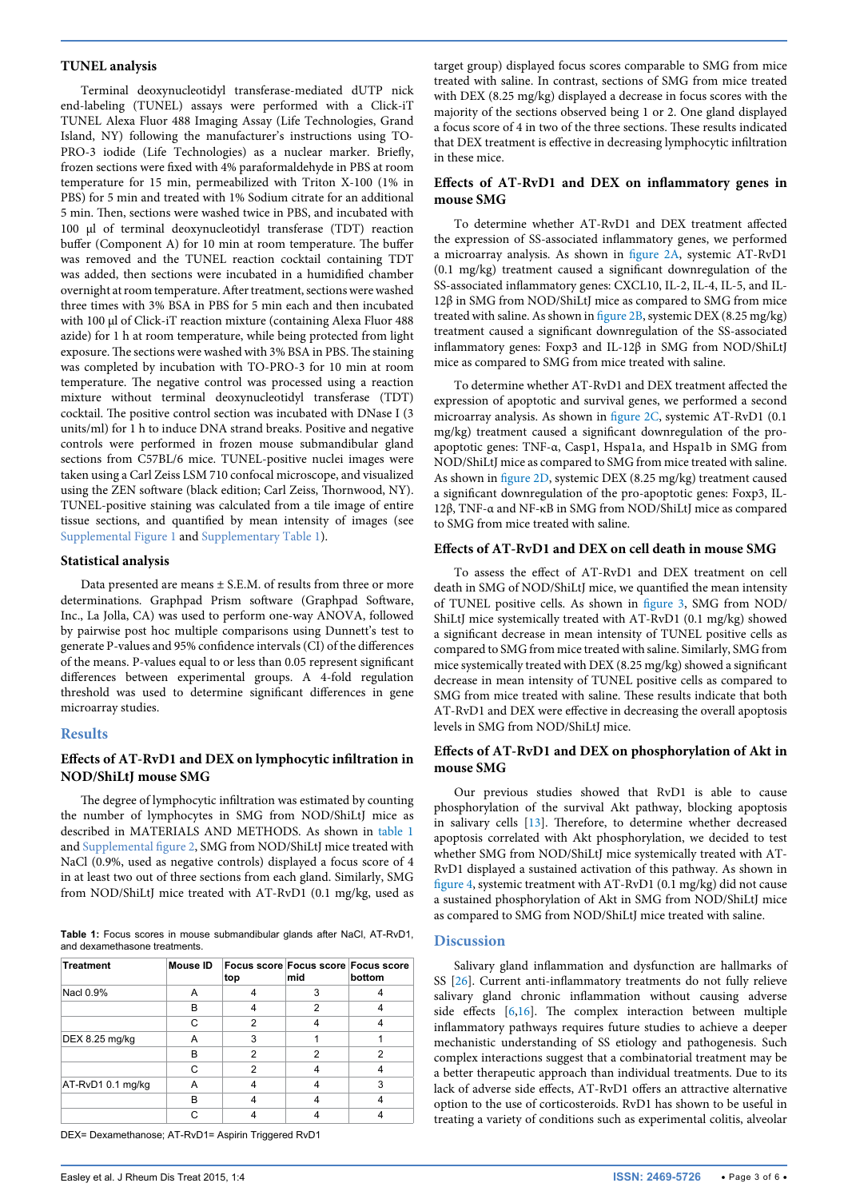### TUNEL analysis

Terminal deoxynucleotidyl transferase-mediated dUTP nick end-labeling (TUNEL) assays were performed with a Click-iT TUNEL Alexa Fluor 488 Imaging Assay (Life Technologies, Grand Island, NY) following the manufacturer's instructions using TO-PRO-3 iodide (Life Technologies) as a nuclear marker. Briefly, frozen sections were fixed with 4% paraformaldehyde in PBS at room temperature for 15 min, permeabilized with Triton X-100 (1% in PBS) for 5 min and treated with 1% Sodium citrate for an additional 5 min. Then, sections were washed twice in PBS, and incubated with 100 µl of terminal deoxynucleotidyl transferase (TDT) reaction buffer (Component A) for 10 min at room temperature. The buffer was removed and the TUNEL reaction cocktail containing TDT was added, then sections were incubated in a humidified chamber overnight at room temperature. After treatment, sections were washed three times with 3% BSA in PBS for 5 min each and then incubated with 100 µl of Click-iT reaction mixture (containing Alexa Fluor 488 azide) for 1 h at room temperature, while being protected from light exposure. The sections were washed with 3% BSA in PBS. The staining was completed by incubation with TO-PRO-3 for 10 min at room temperature. The negative control was processed using a reaction mixture without terminal deoxynucleotidyl transferase (TDT) cocktail. The positive control section was incubated with DNase I (3 units/ml) for 1 h to induce DNA strand breaks. Positive and negative controls were performed in frozen mouse submandibular gland sections from C57BL/6 mice. TUNEL-positive nuclei images were taken using a Carl Zeiss LSM 710 confocal microscope, and visualized using the ZEN software (black edition; Carl Zeiss, Thornwood, NY). TUNEL-positive staining was calculated from a tile image of entire tissue sections, and quantified by mean intensity of images (see Supplemental Figure 1 and Supplementary Table 1).

### Statistical analysis

Data presented are means ± S.E.M. of results from three or more determinations. Graphpad Prism software (Graphpad Software, Inc., La Jolla, CA) was used to perform one-way ANOVA, followed by pairwise post hoc multiple comparisons using Dunnett's test to generate P-values and 95% confidence intervals (CI) of the differences of the means. P-values equal to or less than 0.05 represent significant differences between experimental groups. A 4-fold regulation threshold was used to determine significant differences in gene microarray studies.

## Results

### Effects of AT-RvD1 and DEX on lymphocytic infiltration in NOD/ShiLtJ mouse SMG

The degree of lymphocytic infiltration was estimated by counting the number of lymphocytes in SMG from NOD/ShiLtJ mice as described in MATERIALS AND METHODS. As shown in table 1 and Supplemental figure 2, SMG from NOD/ShiLtJ mice treated with NaCl (0.9%, used as negative controls) displayed a focus score of 4 in at least two out of three sections from each gland. Similarly, SMG from NOD/ShiLtJ mice treated with AT-RvD1 (0.1 mg/kg, used as target group) displayed focus scores comparable to SMG from mice treated with saline. In contrast, sections of SMG from mice treated with DEX (8.25 mg/kg) displayed a decrease in focus scores with the majority of the sections observed being 1 or 2. One gland displayed a focus score of 4 in two of the three sections. These results indicated that DEX treatment is effective in decreasing lymphocytic infiltration in these mice.

**Table 1:** Focus scores in mouse submandibular glands after NaCl, AT-RvD1, and dexamethasone treatments.

| Treatment | Mouse ID | Focus score top | Focus score mid | Focus score bottom |
|---|---|---|---|---|
| Nacl 0.9% | A | 4 | 3 | 4 |
| | B | 4 | 2 | 4 |
| | C | 2 | 4 | 4 |
| DEX 8.25 mg/kg | A | 3 | 1 | 1 |
| | B | 2 | 2 | 2 |
| | C | 2 | 4 | 4 |
| AT-RvD1 0.1 mg/kg | A | 4 | 4 | 3 |
| | B | 4 | 4 | 4 |
| | C | 4 | 4 | 4 |

DEX= Dexamethanose; AT-RvD1= Aspirin Triggered RvD1

### Effects of AT-RvD1 and DEX on inflammatory genes in mouse SMG

To determine whether AT-RvD1 and DEX treatment affected the expression of SS-associated inflammatory genes, we performed a microarray analysis. As shown in figure 2A, systemic AT-RvD1 (0.1 mg/kg) treatment caused a significant downregulation of the SS-associated inflammatory genes: CXCL10, IL-2, IL-4, IL-5, and IL-12β in SMG from NOD/ShiLtJ mice as compared to SMG from mice treated with saline. As shown in figure 2B, systemic DEX (8.25 mg/kg) treatment caused a significant downregulation of the SS-associated inflammatory genes: Foxp3 and IL-12β in SMG from NOD/ShiLtJ mice as compared to SMG from mice treated with saline.

To determine whether AT-RvD1 and DEX treatment affected the expression of apoptotic and survival genes, we performed a second microarray analysis. As shown in figure 2C, systemic AT-RvD1 (0.1 mg/kg) treatment caused a significant downregulation of the pro-apoptotic genes: TNF-α, Casp1, Hspa1a, and Hspa1b in SMG from NOD/ShiLtJ mice as compared to SMG from mice treated with saline. As shown in figure 2D, systemic DEX (8.25 mg/kg) treatment caused a significant downregulation of the pro-apoptotic genes: Foxp3, IL-12β, TNF-α and NF-κB in SMG from NOD/ShiLtJ mice as compared to SMG from mice treated with saline.

### Effects of AT-RvD1 and DEX on cell death in mouse SMG

To assess the effect of AT-RvD1 and DEX treatment on cell death in SMG of NOD/ShiLtJ mice, we quantified the mean intensity of TUNEL positive cells. As shown in figure 3, SMG from NOD/ShiLtJ mice systemically treated with AT-RvD1 (0.1 mg/kg) showed a significant decrease in mean intensity of TUNEL positive cells as compared to SMG from mice treated with saline. Similarly, SMG from mice systemically treated with DEX (8.25 mg/kg) showed a significant decrease in mean intensity of TUNEL positive cells as compared to SMG from mice treated with saline. These results indicate that both AT-RvD1 and DEX were effective in decreasing the overall apoptosis levels in SMG from NOD/ShiLtJ mice.

### Effects of AT-RvD1 and DEX on phosphorylation of Akt in mouse SMG

Our previous studies showed that RvD1 is able to cause phosphorylation of the survival Akt pathway, blocking apoptosis in salivary cells [13]. Therefore, to determine whether decreased apoptosis correlated with Akt phosphorylation, we decided to test whether SMG from NOD/ShiLtJ mice systemically treated with AT-RvD1 displayed a sustained activation of this pathway. As shown in figure 4, systemic treatment with AT-RvD1 (0.1 mg/kg) did not cause a sustained phosphorylation of Akt in SMG from NOD/ShiLtJ mice as compared to SMG from NOD/ShiLtJ mice treated with saline.

## Discussion

Salivary gland inflammation and dysfunction are hallmarks of SS [26]. Current anti-inflammatory treatments do not fully relieve salivary gland chronic inflammation without causing adverse side effects [6,16]. The complex interaction between multiple inflammatory pathways requires future studies to achieve a deeper mechanistic understanding of SS etiology and pathogenesis. Such complex interactions suggest that a combinatorial treatment may be a better therapeutic approach than individual treatments. Due to its lack of adverse side effects, AT-RvD1 offers an attractive alternative option to the use of corticosteroids. RvD1 has shown to be useful in treating a variety of conditions such as experimental colitis, alveolar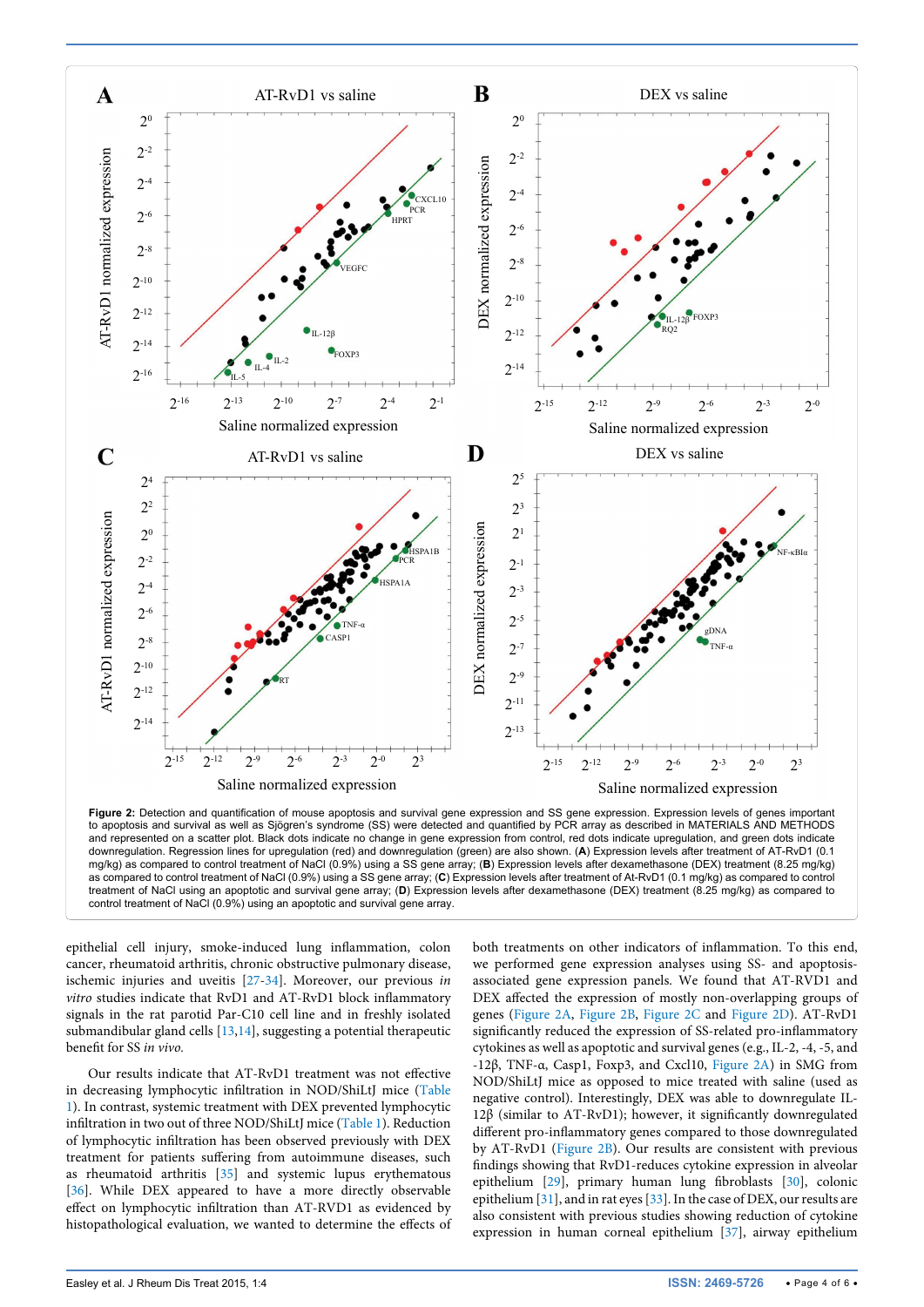**Figure 2:** Detection and quantification of mouse apoptosis and survival gene expression and SS gene expression. Expression levels of genes important to apoptosis and survival as well as Sjögren's syndrome (SS) were detected and quantified by PCR array as described in MATERIALS AND METHODS and represented on a scatter plot. Black dots indicate no change in gene expression from control, red dots indicate upregulation, and green dots indicate downregulation. Regression lines for upregulation (red) and downregulation (green) are also shown. (**A**) Expression levels after treatment of AT-RvD1 (0.1 mg/kg) as compared to control treatment of NaCl (0.9%) using a SS gene array; (**B**) Expression levels after dexamethasone (DEX) treatment (8.25 mg/kg) as compared to control treatment of NaCl (0.9%) using a SS gene array; (**C**) Expression levels after treatment of At-RvD1 (0.1 mg/kg) as compared to control treatment of NaCl using an apoptotic and survival gene array; (**D**) Expression levels after dexamethasone (DEX) treatment (8.25 mg/kg) as compared to control treatment of NaCl (0.9%) using an apoptotic and survival gene array.

epithelial cell injury, smoke-induced lung inflammation, colon cancer, rheumatoid arthritis, chronic obstructive pulmonary disease, ischemic injuries and uveitis [27-34]. Moreover, our previous *in vitro* studies indicate that RvD1 and AT-RvD1 block inflammatory signals in the rat parotid Par-C10 cell line and in freshly isolated submandibular gland cells [13,14], suggesting a potential therapeutic benefit for SS *in vivo*.

Our results indicate that AT-RvD1 treatment was not effective in decreasing lymphocytic infiltration in NOD/ShiLtJ mice (Table 1). In contrast, systemic treatment with DEX prevented lymphocytic infiltration in two out of three NOD/ShiLtJ mice (Table 1). Reduction of lymphocytic infiltration has been observed previously with DEX treatment for patients suffering from autoimmune diseases, such as rheumatoid arthritis [35] and systemic lupus erythematosus [36]. While DEX appeared to have a more directly observable effect on lymphocytic infiltration than AT-RVD1 as evidenced by histopathological evaluation, we wanted to determine the effects of both treatments on other indicators of inflammation. To this end, we performed gene expression analyses using SS- and apoptosis-associated gene expression panels. We found that AT-RVD1 and DEX affected the expression of mostly non-overlapping groups of genes (Figure 2A, Figure 2B, Figure 2C and Figure 2D). AT-RvD1 significantly reduced the expression of SS-related pro-inflammatory cytokines as well as apoptotic and survival genes (e.g., IL-2, -4, -5, and -12β, TNF-α, Casp1, Foxp3, and Cxcl10, Figure 2A) in SMG from NOD/ShiLtJ mice as opposed to mice treated with saline (used as negative control). Interestingly, DEX was able to downregulate IL-12β (similar to AT-RvD1); however, it significantly downregulated different pro-inflammatory genes compared to those downregulated by AT-RvD1 (Figure 2B). Our results are consistent with previous findings showing that RvD1-reduces cytokine expression in alveolar epithelium [29], primary human lung fibroblasts [30], colonic epithelium [31], and in rat eyes [33]. In the case of DEX, our results are also consistent with previous studies showing reduction of cytokine expression in human corneal epithelium [37], airway epithelium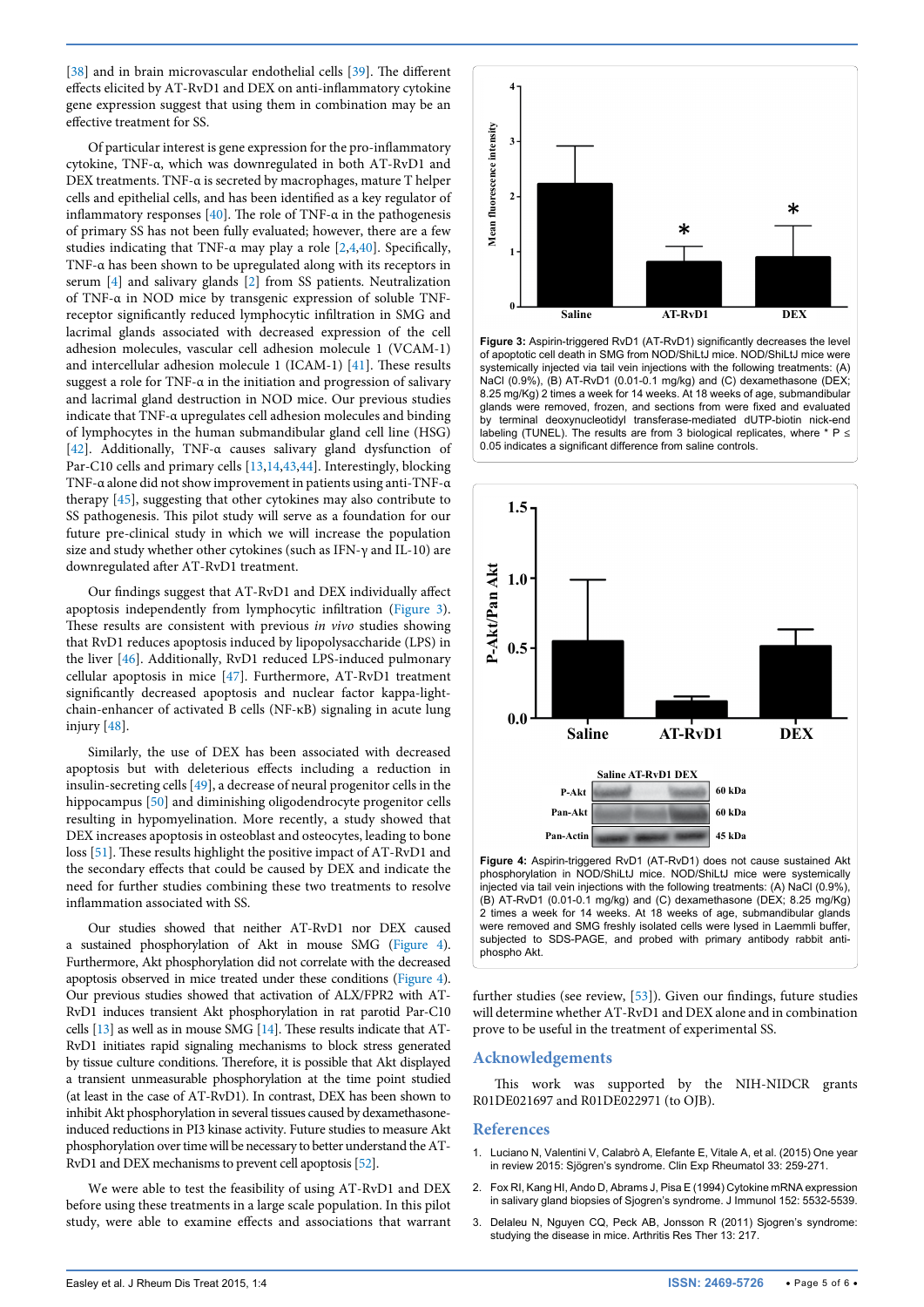[38] and in brain microvascular endothelial cells [39]. The different effects elicited by AT-RvD1 and DEX on anti-inflammatory cytokine gene expression suggest that using them in combination may be an effective treatment for SS.

Of particular interest is gene expression for the pro-inflammatory cytokine, TNF-α, which was downregulated in both AT-RvD1 and DEX treatments. TNF-α is secreted by macrophages, mature T helper cells and epithelial cells, and has been identified as a key regulator of inflammatory responses [40]. The role of TNF-α in the pathogenesis of primary SS has not been fully evaluated; however, there are a few studies indicating that TNF-α may play a role [2,4,40]. Specifically, TNF-α has been shown to be upregulated along with its receptors in serum [4] and salivary glands [2] from SS patients. Neutralization of TNF-α in NOD mice by transgenic expression of soluble TNF-receptor significantly reduced lymphocytic infiltration in SMG and lacrimal glands associated with decreased expression of the cell adhesion molecules, vascular cell adhesion molecule 1 (VCAM-1) and intercellular adhesion molecule 1 (ICAM-1) [41]. These results suggest a role for TNF-α in the initiation and progression of salivary and lacrimal gland destruction in NOD mice. Our previous studies indicate that TNF-α upregulates cell adhesion molecules and binding of lymphocytes in the human submandibular gland cell line (HSG) [42]. Additionally, TNF-α causes salivary gland dysfunction of Par-C10 cells and primary cells [13,14,43,44]. Interestingly, blocking TNF-α alone did not show improvement in patients using anti-TNF-α therapy [45], suggesting that other cytokines may also contribute to SS pathogenesis. This pilot study will serve as a foundation for our future pre-clinical study in which we will increase the population size and study whether other cytokines (such as IFN-γ and IL-10) are downregulated after AT-RvD1 treatment.

Our findings suggest that AT-RvD1 and DEX individually affect apoptosis independently from lymphocytic infiltration (Figure 3). These results are consistent with previous *in vivo* studies showing that RvD1 reduces apoptosis induced by lipopolysaccharide (LPS) in the liver [46]. Additionally, RvD1 reduced LPS-induced pulmonary cellular apoptosis in mice [47]. Furthermore, AT-RvD1 treatment significantly decreased apoptosis and nuclear factor kappa-light-chain-enhancer of activated B cells (NF-κB) signaling in acute lung injury [48].

Similarly, the use of DEX has been associated with decreased apoptosis but with deleterious effects including a reduction in insulin-secreting cells [49], a decrease of neural progenitor cells in the hippocampus [50] and diminishing oligodendrocyte progenitor cells resulting in hypomyelination. More recently, a study showed that DEX increases apoptosis in osteoblast and osteocytes, leading to bone loss [51]. These results highlight the positive impact of AT-RvD1 and the secondary effects that could be caused by DEX and indicate the need for further studies combining these two treatments to resolve inflammation associated with SS.

Our studies showed that neither AT-RvD1 nor DEX caused a sustained phosphorylation of Akt in mouse SMG (Figure 4). Furthermore, Akt phosphorylation did not correlate with the decreased apoptosis observed in mice treated under these conditions (Figure 4). Our previous studies showed that activation of ALX/FPR2 with AT-RvD1 induces transient Akt phosphorylation in rat parotid Par-C10 cells [13] as well as in mouse SMG [14]. These results indicate that AT-RvD1 initiates rapid signaling mechanisms to block stress generated by tissue culture conditions. Therefore, it is possible that Akt displayed a transient phosphorylation at the time point studied (at least in the case of AT-RvD1). In contrast, DEX has been shown to inhibit Akt phosphorylation in several tissues caused by dexamethasone-induced reductions in PI3 kinase activity. Future studies to measure Akt phosphorylation over time will be necessary to better understand the AT-RvD1 and DEX mechanisms to prevent cell apoptosis [52].

We were able to test the feasibility of using AT-RvD1 and DEX before using these treatments in a large scale population. In this pilot study, were able to examine effects and associations that warrant further studies (see review, [53]). Given our findings, future studies will determine whether AT-RvD1 and DEX alone and in combination prove to be useful in the treatment of experimental SS.

**Figure 3:** Aspirin-triggered RvD1 (AT-RvD1) significantly decreases the level of apoptotic cell death in SMG from NOD/ShiLtJ mice. NOD/ShiLtJ mice were systemically injected via tail vein injections with the following treatments: (A) NaCl (0.9%), (B) AT-RvD1 (0.01-0.1 mg/kg) and (C) dexamethasone (DEX; 8.25 mg/Kg) 2 times a week for 14 weeks. At 18 weeks of age, submandibular glands were removed, frozen, and sections from were fixed and evaluated by terminal deoxynucleotidyl transferase-mediated dUTP-biotin nick-end labeling (TUNEL). The results are from 3 biological replicates, where * P ≤ 0.05 indicates a significant difference from saline controls.

**Figure 4:** Aspirin-triggered RvD1 (AT-RvD1) does not cause sustained Akt phosphorylation in NOD/ShiLtJ mice. NOD/ShiLtJ mice were systemically injected via tail vein injections with the following treatments: (A) NaCl (0.9%), (B) AT-RvD1 (0.01-0.1 mg/kg) and (C) dexamethasone (DEX; 8.25 mg/Kg) 2 times a week for 14 weeks. At 18 weeks of age, submandibular glands were removed and SMG freshly isolated cells were lysed in Laemmli buffer, subjected to SDS-PAGE, and probed with primary antibody rabbit anti-phospho Akt.

## Acknowledgements

This work was supported by the NIH-NIDCR grants R01DE021697 and R01DE022971 (to OJB).

## References

1. Luciano N, Valentini V, Calabrò A, Elefante E, Vitale A, et al. (2015) One year in review 2015: Sjögren's syndrome. Clin Exp Rheumatol 33: 259-271.
2. Fox RI, Kang HI, Ando D, Abrams J, Pisa E (1994) Cytokine mRNA expression in salivary gland biopsies of Sjogren's syndrome. J Immunol 152: 5532-5539.
3. Delaleu N, Nguyen CQ, Peck AB, Jonsson R (2011) Sjogren's syndrome: studying the disease in mice. Arthritis Res Ther 13: 217.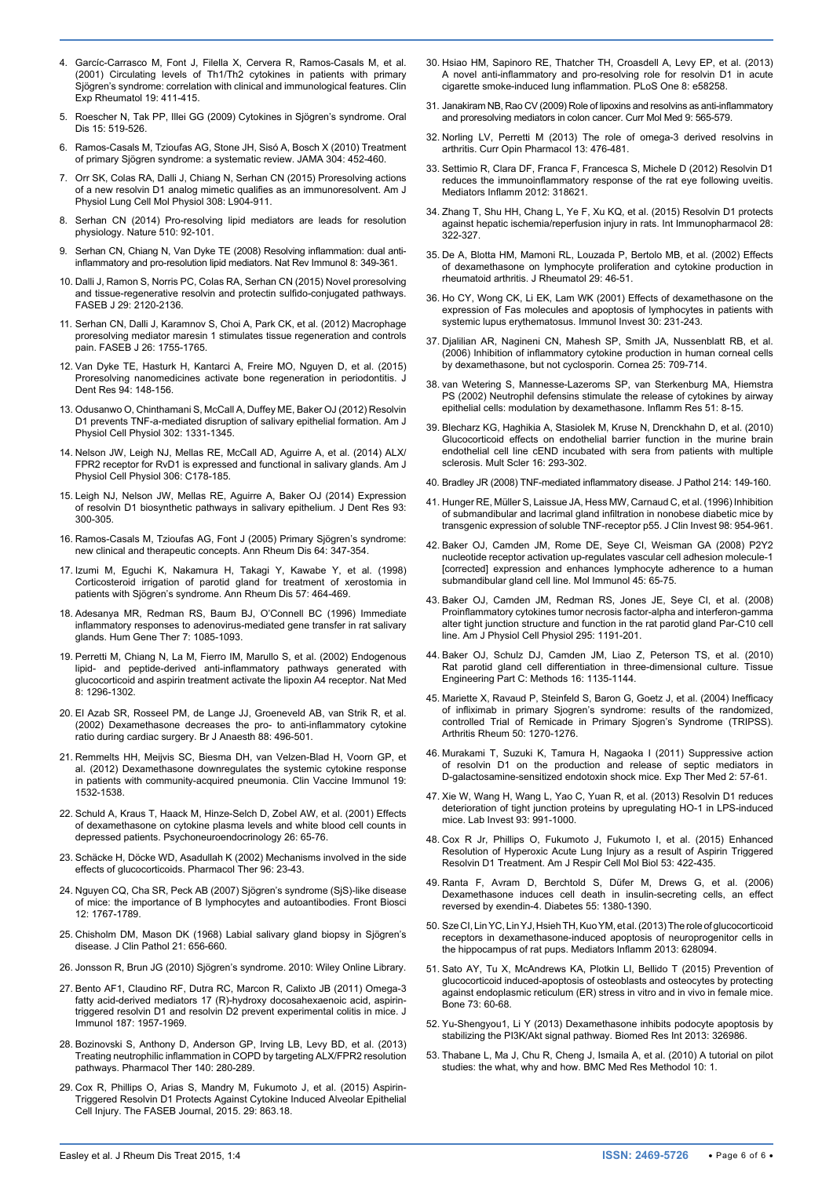4. Garcíc-Carrasco M, Font J, Filella X, Cervera R, Ramos-Casals M, et al. (2001) Circulating levels of Th1/Th2 cytokines in patients with primary Sjögren's syndrome: correlation with clinical and immunological features. Clin Exp Rheumatol 19: 411-415.

5. Roescher N, Tak PP, Illei GG (2009) Cytokines in Sjögren's syndrome. Oral Dis 15: 519-526.

6. Ramos-Casals M, Tzioufas AG, Stone JH, Sisó A, Bosch X (2010) Treatment of primary Sjögren syndrome: a systematic review. JAMA 304: 452-460.

7. Orr SK, Colas RA, Dalli J, Chiang N, Serhan CN (2015) Proresolving actions of a new resolvin D1 analog mimetic qualifies as an immunoresolvent. Am J Physiol Lung Cell Mol Physiol 308: L904-911.

8. Serhan CN (2014) Pro-resolving lipid mediators are leads for resolution physiology. Nature 510: 92-101.

9. Serhan CN, Chiang N, Van Dyke TE (2008) Resolving inflammation: dual anti-inflammatory and pro-resolution lipid mediators. Nat Rev Immunol 8: 349-361.

10. Dalli J, Ramon S, Norris PC, Colas RA, Serhan CN (2015) Novel proresolving and tissue-regenerative resolvin and protectin sulfido-conjugated pathways. FASEB J 29: 2120-2136.

11. Serhan CN, Dalli J, Karamnov S, Choi A, Park CK, et al. (2012) Macrophage proresolving mediator maresin 1 stimulates tissue regeneration and controls pain. FASEB J 26: 1755-1765.

12. Van Dyke TE, Hasturk H, Kantarci A, Freire MO, Nguyen D, et al. (2015) Proresolving nanomedicines activate bone regeneration in periodontitis. J Dent Res 94: 148-156.

13. Odusanwo O, Chinthamani S, McCall A, Duffey ME, Baker OJ (2012) Resolvin D1 prevents TNF-α-mediated disruption of salivary epithelial formation. Am J Physiol Cell Physiol 302: 1331-1345.

14. Nelson JW, Leigh NJ, Mellas RE, McCall AD, Aguirre A, et al. (2014) ALX/FPR2 receptor for RvD1 is expressed and functional in salivary glands. Am J Physiol Cell Physiol 306: C178-185.

15. Leigh NJ, Nelson JW, Mellas RE, Aguirre A, Baker OJ (2014) Expression of resolvin D1 biosynthetic pathways in salivary epithelium. J Dent Res 93: 300-305.

16. Ramos-Casals M, Tzioufas AG, Font J (2005) Primary Sjögren's syndrome: new clinical and therapeutic concepts. Ann Rheum Dis 64: 347-354.

17. Izumi M, Eguchi K, Nakamura H, Takagi Y, Kawabe Y, et al. (1998) Corticosteroid irrigation of parotid gland for treatment of xerostomia in patients with Sjögren's syndrome. Ann Rheum Dis 57: 464-469.

18. Adesanya MR, Redman RS, Baum BJ, O'Connell BC (1996) Immediate inflammatory responses to adenovirus-mediated gene transfer in rat salivary glands. Hum Gene Ther 7: 1085-1093.

19. Perretti M, Chiang N, La M, Fierro IM, Marullo S, et al. (2002) Endogenous lipid- and peptide-derived anti-inflammatory pathways generated with glucocorticoid and aspirin treatment activate the lipoxin A4 receptor. Nat Med 8: 1296-1302.

20. El Azab SR, Rosseel PM, de Lange JJ, Groeneveld AB, van Strik R, et al. (2002) Dexamethasone decreases the pro- to anti-inflammatory cytokine ratio during cardiac surgery. Br J Anaesth 88: 496-501.

21. Remmelts HH, Meijvis SC, Biesma DH, van Velzen-Blad H, Voorn GP, et al. (2012) Dexamethasone downregulates the systemic cytokine response in patients with community-acquired pneumonia. Clin Vaccine Immunol 19: 1532-1538.

22. Schuld A, Kraus T, Haack M, Hinze-Selch D, Zobel AW, et al. (2001) Effects of dexamethasone on cytokine plasma levels and white blood cell counts in depressed patients. Psychoneuroendocrinology 26: 65-76.

23. Schäcke H, Döcke WD, Asadullah K (2002) Mechanisms involved in the side effects of glucocorticoids. Pharmacol Ther 96: 23-43.

24. Nguyen CQ, Cha SR, Peck AB (2007) Sjögren's syndrome (SjS)-like disease of mice: the importance of B lymphocytes and autoantibodies. Front Biosci 12: 1767-1789.

25. Chisholm DM, Mason DK (1968) Labial salivary gland biopsy in Sjögren's disease. J Clin Pathol 21: 656-660.

26. Jonsson R, Brun JG (2010) Sjögren's syndrome. 2010: Wiley Online Library.

27. Bento AF1, Claudino RF, Dutra RC, Marcon R, Calixto JB (2011) Omega-3 fatty acid-derived mediators 17 (R)-hydroxy docosahexaenoic acid, aspirin-triggered resolvin D1 and resolvin D2 prevent experimental colitis in mice. J Immunol 187: 1957-1969.

28. Bozinovski S, Anthony D, Anderson GP, Irving LB, Levy BD, et al. (2013) Treating neutrophilic inflammation in COPD by targeting ALX/FPR2 resolution pathways. Pharmacol Ther 140: 280-289.

29. Cox R, Phillips O, Arias S, Mandry M, Fukumoto J, et al. (2015) Aspirin-Triggered Resolvin D1 Protects Against Cytokine Induced Alveolar Epithelial Cell Injury. The FASEB Journal, 2015. 29: 863.18.

30. Hsiao HM, Sapinoro RE, Thatcher TH, Croasdell A, Levy EP, et al. (2013) A novel anti-inflammatory and pro-resolving role for resolvin D1 in acute cigarette smoke-induced lung inflammation. PLoS One 8: e58258.

31. Janakiram NB, Rao CV (2009) Role of lipoxins and resolvins as anti-inflammatory and proresolving mediators in colon cancer. Curr Mol Med 9: 565-579.

32. Norling LV, Perretti M (2013) The role of omega-3 derived resolvins in arthritis. Curr Opin Pharmacol 13: 476-481.

33. Settimio R, Clara DF, Franca F, Francesca S, Michele D (2012) Resolvin D1 reduces the immunoinflammatory response of the rat eye following uveitis. Mediators Inflamm 2012: 318621.

34. Zhang T, Shu HH, Chang L, Ye F, Xu KQ, et al. (2015) Resolvin D1 protects against hepatic ischemia/reperfusion injury in rats. Int Immunopharmacol 28: 322-327.

35. De A, Blotta HM, Mamoni RL, Louzada P, Bertolo MB, et al. (2002) Effects of dexamethasone on lymphocyte proliferation and cytokine production in rheumatoid arthritis. J Rheumatol 29: 46-51.

36. Ho CY, Wong CK, Li EK, Lam WK (2001) Effects of dexamethasone on the expression of Fas molecules and apoptosis of lymphocytes in patients with systemic lupus erythematosus. Immunol Invest 30: 231-243.

37. Djalilian AR, Nagineni CN, Mahesh SP, Smith JA, Nussenblatt RB, et al. (2006) Inhibition of inflammatory cytokine production in human corneal cells by dexamethasone, but not cyclosporin. Cornea 25: 709-714.

38. van Wetering S, Mannesse-Lazeroms SP, van Sterkenburg MA, Hiemstra PS (2002) Neutrophil defensins stimulate the release of cytokines by airway epithelial cells: modulation by dexamethasone. Inflamm Res 51: 8-15.

39. Blecharz KG, Haghikia A, Stasiolek M, Kruse N, Drenckhahn D, et al. (2010) Glucocorticoid effects on endothelial barrier function in the murine brain endothelial cell line cEND incubated with sera from patients with multiple sclerosis. Mult Scler 16: 293-302.

40. Bradley JR (2008) TNF-mediated inflammatory disease. J Pathol 214: 149-160.

41. Hunger RE, Müller S, Laissue JA, Hess MW, Carnaud C, et al. (1996) Inhibition of submandibular and lacrimal gland infiltration in nonobese diabetic mice by transgenic expression of soluble TNF-receptor p55. J Clin Invest 98: 954-961.

42. Baker OJ, Camden JM, Rome DE, Seye CI, Weisman GA (2008) P2Y2 nucleotide receptor activation up-regulates vascular cell adhesion molecule-1 [corrected] expression and enhances lymphocyte adherence to a human submandibular gland cell line. Mol Immunol 45: 65-75.

43. Baker OJ, Camden JM, Redman RS, Jones JE, Seye CI, et al. (2008) Proinflammatory cytokines tumor necrosis factor-alpha and interferon-gamma alter tight junction structure and function in the rat parotid gland Par-C10 cell line. Am J Physiol Cell Physiol 295: 1191-201.

44. Baker OJ, Schulz DJ, Camden JM, Liao Z, Peterson TS, et al. (2010) Rat parotid gland cell differentiation in three-dimensional culture. Tissue Engineering Part C: Methods 16: 1135-1144.

45. Mariette X, Ravaud P, Steinfeld S, Baron G, Goetz J, et al. (2004) Inefficacy of infliximab in primary Sjogren's syndrome: results of the randomized, controlled Trial of Remicade in Primary Sjogren's Syndrome (TRIPSS). Arthritis Rheum 50: 1270-1276.

46. Murakami T, Suzuki K, Tamura H, Nagaoka I (2011) Suppressive action of resolvin D1 on the production and release of septic mediators in D-galactosamine-sensitized endotoxin shock mice. Exp Ther Med 2: 57-61.

47. Xie W, Wang H, Wang L, Yao C, Yuan R, et al. (2013) Resolvin D1 reduces deterioration of tight junction proteins by upregulating HO-1 in LPS-induced mice. Lab Invest 93: 991-1000.

48. Cox R Jr, Phillips O, Fukumoto J, Fukumoto I, et al. (2015) Enhanced Resolution of Hyperoxic Acute Lung Injury as a result of Aspirin Triggered Resolvin D1 Treatment. Am J Respir Cell Mol Biol 53: 422-435.

49. Ranta F, Avram D, Berchtold S, Düfer M, Drews G, et al. (2006) Dexamethasone induces cell death in insulin-secreting cells, an effect reversed by exendin-4. Diabetes 55: 1380-1390.

50. Sze CI, Lin YC, Lin YJ, Hsieh TH, Kuo YM, et al. (2013) The role of glucocorticoid receptors in dexamethasone-induced apoptosis of neuroprogenitor cells in the hippocampus of rat pups. Mediators Inflamm 2013: 628094.

51. Sato AY, Tu X, McAndrews KA, Plotkin LI, Bellido T (2015) Prevention of glucocorticoid induced-apoptosis of osteoblasts and osteocytes by protecting against endoplasmic reticulum (ER) stress in vitro and in vivo in female mice. Bone 73: 60-68.

52. Yu-Shengyou1, Li Y (2013) Dexamethasone inhibits podocyte apoptosis by stabilizing the PI3K/Akt signal pathway. Biomed Res Int 2013: 326986.

53. Thabane L, Ma J, Chu R, Cheng J, Ismaila A, et al. (2010) A tutorial on pilot studies: the what, why and how. BMC Med Res Methodol 10: 1.